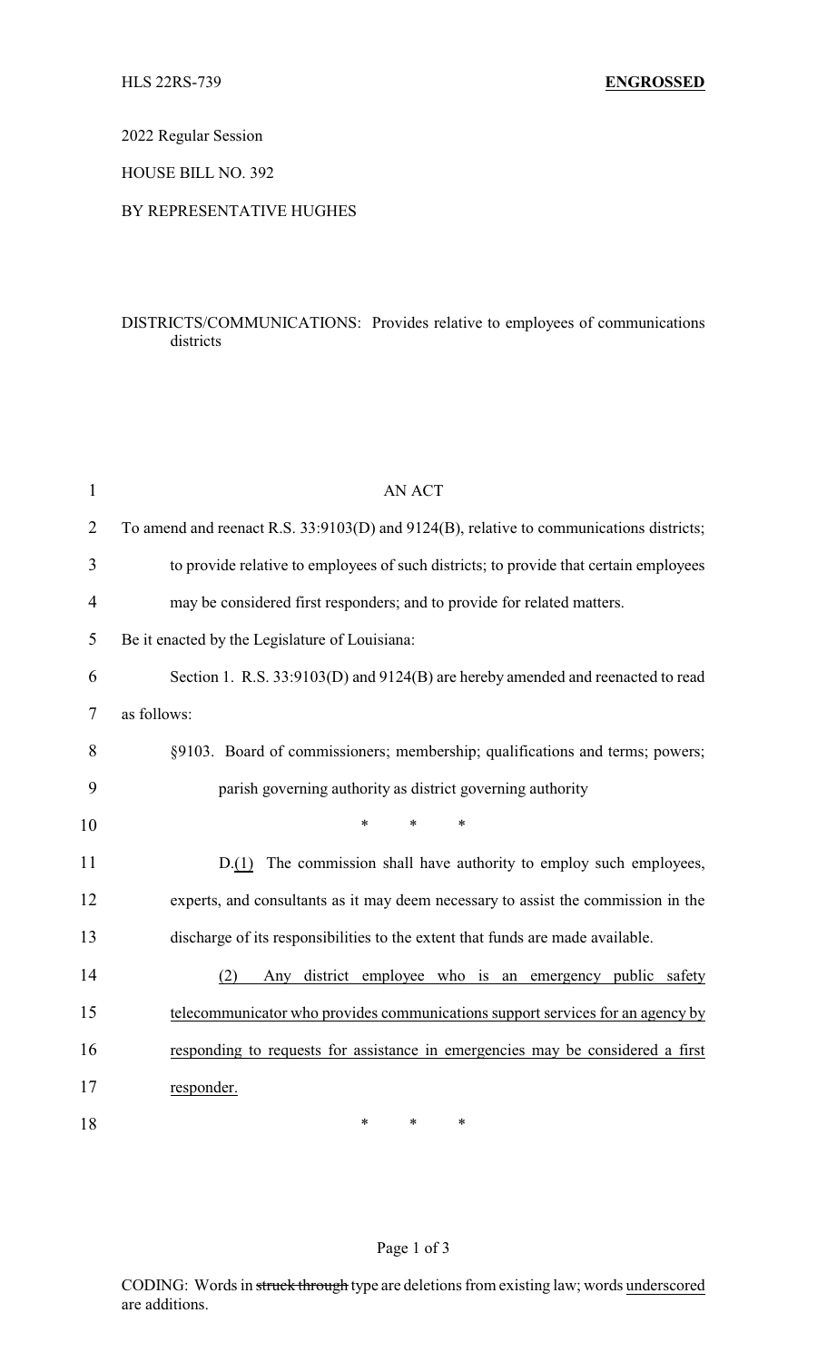HLS 22RS-739 **ENGROSSED**

2022 Regular Session

HOUSE BILL NO. 392

BY REPRESENTATIVE HUGHES

DISTRICTS/COMMUNICATIONS: Provides relative to employees of communications districts

AN ACT

To amend and reenact R.S. 33:9103(D) and 9124(B), relative to communications districts; to provide relative to employees of such districts; to provide that certain employees may be considered first responders; and to provide for related matters.

Be it enacted by the Legislature of Louisiana:

Section 1. R.S. 33:9103(D) and 9124(B) are hereby amended and reenacted to read as follows:

§9103. Board of commissioners; membership; qualifications and terms; powers; parish governing authority as district governing authority

\* \* \*

D.<u>(1)</u> The commission shall have authority to employ such employees, experts, and consultants as it may deem necessary to assist the commission in the discharge of its responsibilities to the extent that funds are made available.

<u>(2) Any district employee who is an emergency public safety telecommunicator who provides communications support services for an agency by responding to requests for assistance in emergencies may be considered a first responder.</u>

\* \* \*

CODING: Words in ~~struck through~~ type are deletions from existing law; words <u>underscored</u> are additions.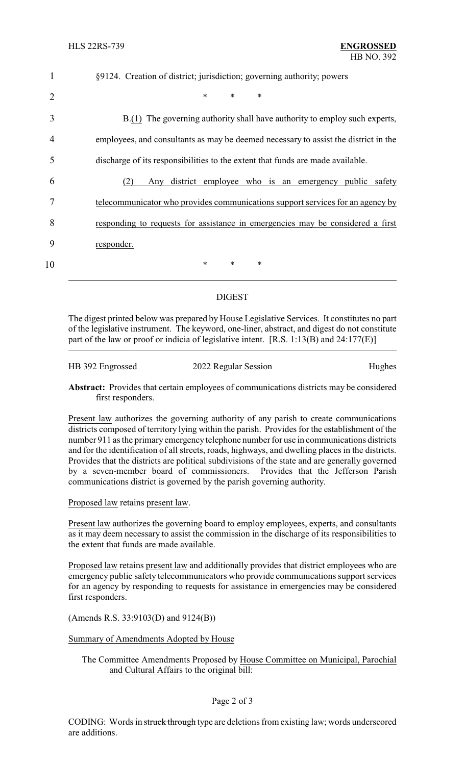1 §9124. Creation of district; jurisdiction; governing authority; powers

2 \* \* \*

3 B.(1) The governing authority shall have authority to employ such experts,

4 employees, and consultants as may be deemed necessary to assist the district in the

5 discharge of its responsibilities to the extent that funds are made available.

6 (2) Any district employee who is an emergency public safety

7 telecommunicator who provides communications support services for an agency by

8 responding to requests for assistance in emergencies may be considered a first

9 responder.

10 \* \* \*

## DIGEST

The digest printed below was prepared by House Legislative Services. It constitutes no part of the legislative instrument. The keyword, one-liner, abstract, and digest do not constitute part of the law or proof or indicia of legislative intent. [R.S. 1:13(B) and 24:177(E)]

HB 392 Engrossed 2022 Regular Session Hughes

**Abstract:** Provides that certain employees of communications districts may be considered first responders.

Present law authorizes the governing authority of any parish to create communications districts composed of territory lying within the parish. Provides for the establishment of the number 911 as the primary emergency telephone number for use in communications districts and for the identification of all streets, roads, highways, and dwelling places in the districts. Provides that the districts are political subdivisions of the state and are generally governed by a seven-member board of commissioners. Provides that the Jefferson Parish communications district is governed by the parish governing authority.

Proposed law retains present law.

Present law authorizes the governing board to employ employees, experts, and consultants as it may deem necessary to assist the commission in the discharge of its responsibilities to the extent that funds are made available.

Proposed law retains present law and additionally provides that district employees who are emergency public safety telecommunicators who provide communications support services for an agency by responding to requests for assistance in emergencies may be considered first responders.

(Amends R.S. 33:9103(D) and 9124(B))

Summary of Amendments Adopted by House

The Committee Amendments Proposed by House Committee on Municipal, Parochial and Cultural Affairs to the original bill:

CODING: Words in ~~struck through~~ type are deletions from existing law; words underscored are additions.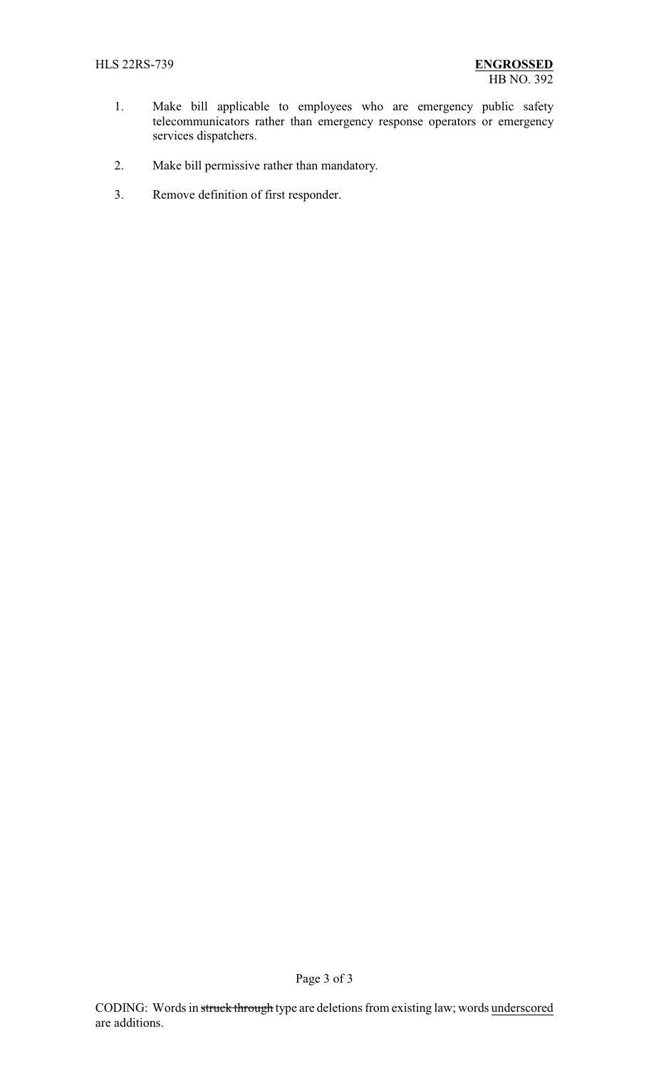1. Make bill applicable to employees who are emergency public safety telecommunicators rather than emergency response operators or emergency services dispatchers.

2. Make bill permissive rather than mandatory.

3. Remove definition of first responder.